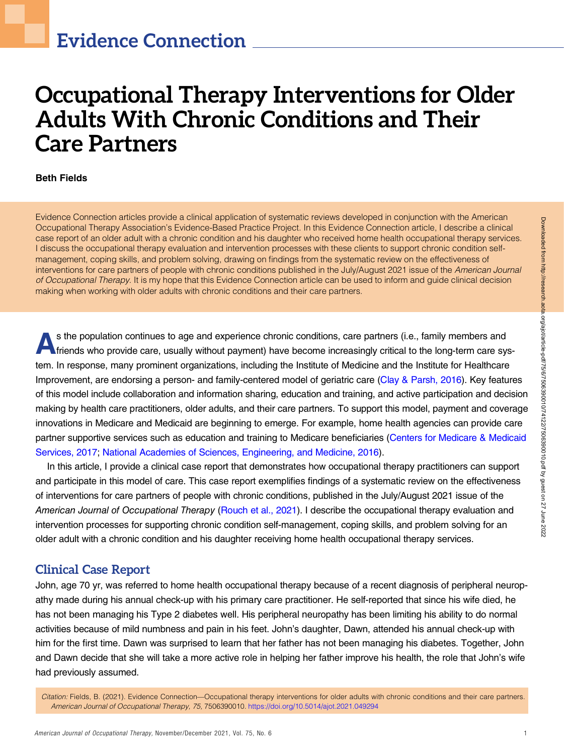Evidence Connection

# Occupational Therapy Interventions for Older Adults With Chronic Conditions and Their Care Partners

**Beth Fields**

Evidence Connection articles provide a clinical application of systematic reviews developed in conjunction with the American Occupational Therapy Association's Evidence-Based Practice Project. In this Evidence Connection article, I describe a clinical case report of an older adult with a chronic condition and his daughter who received home health occupational therapy services. I discuss the occupational therapy evaluation and intervention processes with these clients to support chronic condition self-management, coping skills, and problem solving, drawing on findings from the systematic review on the effectiveness of interventions for care partners of people with chronic conditions published in the July/August 2021 issue of the *American Journal of Occupational Therapy*. It is my hope that this Evidence Connection article can be used to inform and guide clinical decision making when working with older adults with chronic conditions and their care partners.

As the population continues to age and experience chronic conditions, care partners (i.e., family members and friends who provide care, usually without payment) have become increasingly critical to the long-term care system. In response, many prominent organizations, including the Institute of Medicine and the Institute for Healthcare Improvement, are endorsing a person- and family-centered model of geriatric care (Clay & Parsh, 2016). Key features of this model include collaboration and information sharing, education and training, and active participation and decision making by health care practitioners, older adults, and their care partners. To support this model, payment and coverage innovations in Medicare and Medicaid are beginning to emerge. For example, home health agencies can provide care partner supportive services such as education and training to Medicare beneficiaries (Centers for Medicare & Medicaid Services, 2017; National Academies of Sciences, Engineering, and Medicine, 2016).

In this article, I provide a clinical case report that demonstrates how occupational therapy practitioners can support and participate in this model of care. This case report exemplifies findings of a systematic review on the effectiveness of interventions for care partners of people with chronic conditions, published in the July/August 2021 issue of the *American Journal of Occupational Therapy* (Rouch et al., 2021). I describe the occupational therapy evaluation and intervention processes for supporting chronic condition self-management, coping skills, and problem solving for an older adult with a chronic condition and his daughter receiving home health occupational therapy services.

## Clinical Case Report

John, age 70 yr, was referred to home health occupational therapy because of a recent diagnosis of peripheral neuropathy made during his annual check-up with his primary care practitioner. He self-reported that since his wife died, he has not been managing his Type 2 diabetes well. His peripheral neuropathy has been limiting his ability to do normal activities because of mild numbness and pain in his feet. John's daughter, Dawn, attended his annual check-up with him for the first time. Dawn was surprised to learn that her father has not been managing his diabetes. Together, John and Dawn decide that she will take a more active role in helping her father improve his health, the role that John's wife had previously assumed.

*Citation:* Fields, B. (2021). Evidence Connection—Occupational therapy interventions for older adults with chronic conditions and their care partners. *American Journal of Occupational Therapy, 75*, 7506390010. https://doi.org/10.5014/ajot.2021.049294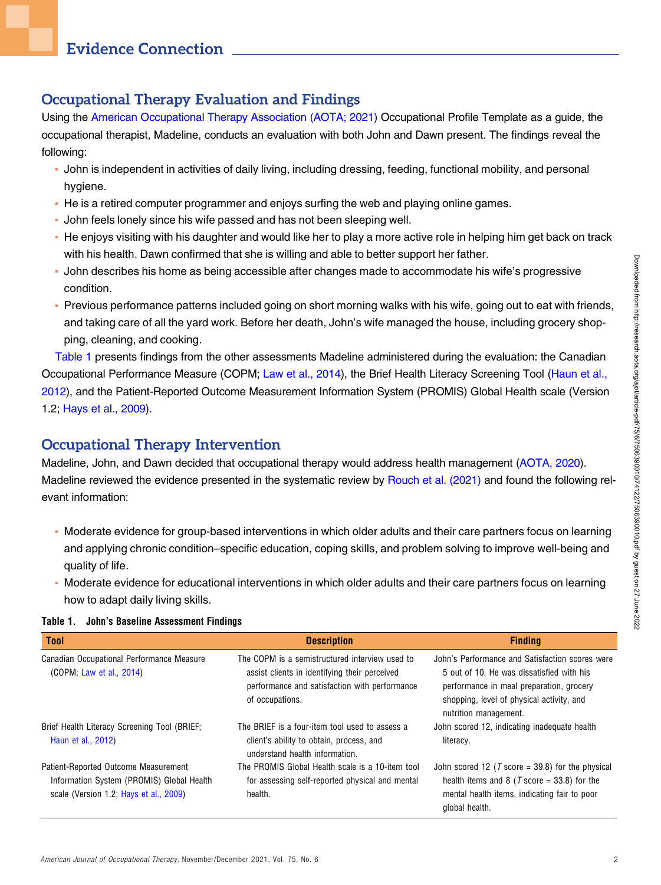## Evidence Connection

### Occupational Therapy Evaluation and Findings

Using the American Occupational Therapy Association (AOTA; 2021) Occupational Profile Template as a guide, the occupational therapist, Madeline, conducts an evaluation with both John and Dawn present. The findings reveal the following:

- John is independent in activities of daily living, including dressing, feeding, functional mobility, and personal hygiene.
- He is a retired computer programmer and enjoys surfing the web and playing online games.
- John feels lonely since his wife passed and has not been sleeping well.
- He enjoys visiting with his daughter and would like her to play a more active role in helping him get back on track with his health. Dawn confirmed that she is willing and able to better support her father.
- John describes his home as being accessible after changes made to accommodate his wife's progressive condition.
- Previous performance patterns included going on short morning walks with his wife, going out to eat with friends, and taking care of all the yard work. Before her death, John's wife managed the house, including grocery shopping, cleaning, and cooking.

Table 1 presents findings from the other assessments Madeline administered during the evaluation: the Canadian Occupational Performance Measure (COPM; Law et al., 2014), the Brief Health Literacy Screening Tool (Haun et al., 2012), and the Patient-Reported Outcome Measurement Information System (PROMIS) Global Health scale (Version 1.2; Hays et al., 2009).

### Occupational Therapy Intervention

Madeline, John, and Dawn decided that occupational therapy would address health management (AOTA, 2020). Madeline reviewed the evidence presented in the systematic review by Rouch et al. (2021) and found the following relevant information:

- Moderate evidence for group-based interventions in which older adults and their care partners focus on learning and applying chronic condition–specific education, coping skills, and problem solving to improve well-being and quality of life.
- Moderate evidence for educational interventions in which older adults and their care partners focus on learning how to adapt daily living skills.

**Table 1. John's Baseline Assessment Findings**

| Tool | Description | Finding |
|---|---|---|
| Canadian Occupational Performance Measure (COPM; Law et al., 2014) | The COPM is a semistructured interview used to assist clients in identifying their perceived performance and satisfaction with performance of occupations. | John's Performance and Satisfaction scores were 5 out of 10. He was dissatisfied with his performance in meal preparation, grocery shopping, level of physical activity, and nutrition management. |
| Brief Health Literacy Screening Tool (BRIEF; Haun et al., 2012) | The BRIEF is a four-item tool used to assess a client's ability to obtain, process, and understand health information. | John scored 12, indicating inadequate health literacy. |
| Patient-Reported Outcome Measurement Information System (PROMIS) Global Health scale (Version 1.2; Hays et al., 2009) | The PROMIS Global Health scale is a 10-item tool for assessing self-reported physical and mental health. | John scored 12 ($T$ score = 39.8) for the physical health items and 8 ($T$ score = 33.8) for the mental health items, indicating fair to poor global health. |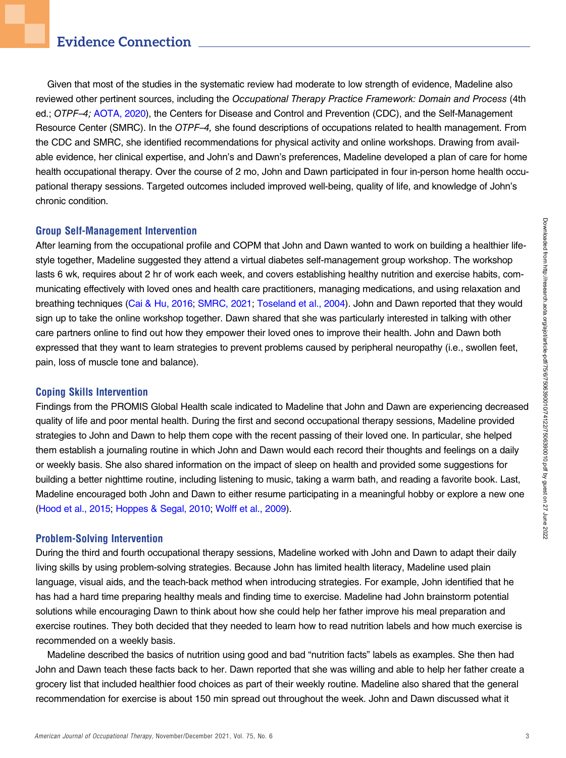Given that most of the studies in the systematic review had moderate to low strength of evidence, Madeline also reviewed other pertinent sources, including the *Occupational Therapy Practice Framework: Domain and Process* (4th ed.; *OTPF–4;* AOTA, 2020), the Centers for Disease Control and Prevention (CDC), and the Self-Management Resource Center (SMRC). In the *OTPF–4,* she found descriptions of occupations related to health management. From the CDC and SMRC, she identified recommendations for physical activity and online workshops. Drawing from available evidence, her clinical expertise, and John's and Dawn's preferences, Madeline developed a plan of care for home health occupational therapy. Over the course of 2 mo, John and Dawn participated in four in-person home health occupational therapy sessions. Targeted outcomes included improved well-being, quality of life, and knowledge of John's chronic condition.

### Group Self-Management Intervention

After learning from the occupational profile and COPM that John and Dawn wanted to work on building a healthier lifestyle together, Madeline suggested they attend a virtual diabetes self-management group workshop. The workshop lasts 6 wk, requires about 2 hr of work each week, and covers establishing healthy nutrition and exercise habits, communicating effectively with loved ones and health care practitioners, managing medications, and using relaxation and breathing techniques (Cai & Hu, 2016; SMRC, 2021; Toseland et al., 2004). John and Dawn reported that they would sign up to take the online workshop together. Dawn shared that she was particularly interested in talking with other care partners online to find out how they empower their loved ones to improve their health. John and Dawn both expressed that they want to learn strategies to prevent problems caused by peripheral neuropathy (i.e., swollen feet, pain, loss of muscle tone and balance).

### Coping Skills Intervention

Findings from the PROMIS Global Health scale indicated to Madeline that John and Dawn are experiencing decreased quality of life and poor mental health. During the first and second occupational therapy sessions, Madeline provided strategies to John and Dawn to help them cope with the recent passing of their loved one. In particular, she helped them establish a journaling routine in which John and Dawn would each record their thoughts and feelings on a daily or weekly basis. She also shared information on the impact of sleep on health and provided some suggestions for building a better nighttime routine, including listening to music, taking a warm bath, and reading a favorite book. Last, Madeline encouraged both John and Dawn to either resume participating in a meaningful hobby or explore a new one (Hood et al., 2015; Hoppes & Segal, 2010; Wolff et al., 2009).

### Problem-Solving Intervention

During the third and fourth occupational therapy sessions, Madeline worked with John and Dawn to adapt their daily living skills by using problem-solving strategies. Because John has limited health literacy, Madeline used plain language, visual aids, and the teach-back method when introducing strategies. For example, John identified that he has had a hard time preparing healthy meals and finding time to exercise. Madeline had John brainstorm potential solutions while encouraging Dawn to think about how she could help her father improve his meal preparation and exercise routines. They both decided that they needed to learn how to read nutrition labels and how much exercise is recommended on a weekly basis.

Madeline described the basics of nutrition using good and bad "nutrition facts" labels as examples. She then had John and Dawn teach these facts back to her. Dawn reported that she was willing and able to help her father create a grocery list that included healthier food choices as part of their weekly routine. Madeline also shared that the general recommendation for exercise is about 150 min spread out throughout the week. John and Dawn discussed what it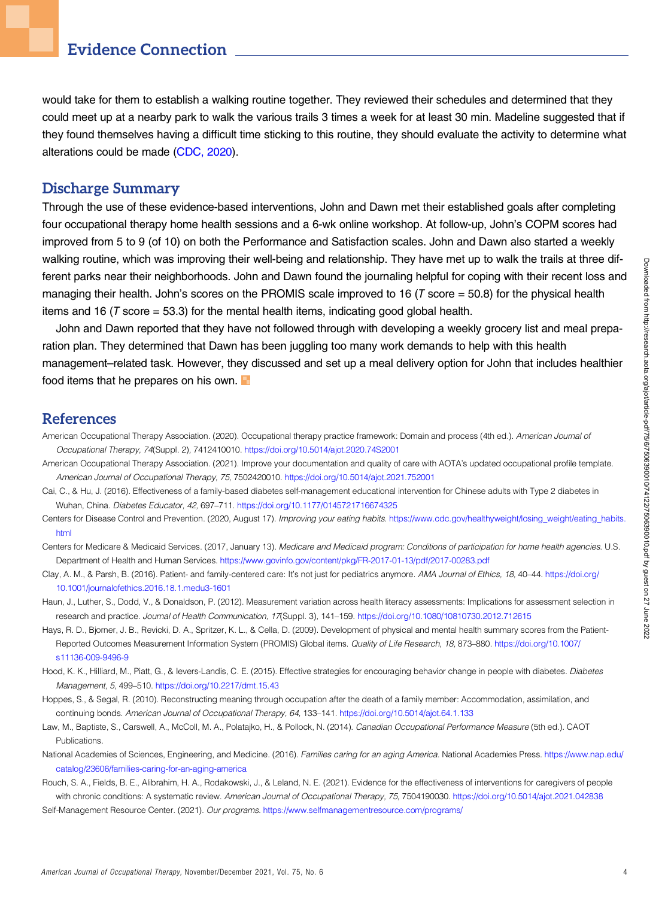would take for them to establish a walking routine together. They reviewed their schedules and determined that they could meet up at a nearby park to walk the various trails 3 times a week for at least 30 min. Madeline suggested that if they found themselves having a difficult time sticking to this routine, they should evaluate the activity to determine what alterations could be made (CDC, 2020).

## Discharge Summary

Through the use of these evidence-based interventions, John and Dawn met their established goals after completing four occupational therapy home health sessions and a 6-wk online workshop. At follow-up, John's COPM scores had improved from 5 to 9 (of 10) on both the Performance and Satisfaction scales. John and Dawn also started a weekly walking routine, which was improving their well-being and relationship. They have met up to walk the trails at three different parks near their neighborhoods. John and Dawn found the journaling helpful for coping with their recent loss and managing their health. John's scores on the PROMIS scale improved to 16 (*T* score = 50.8) for the physical health items and 16 (*T* score = 53.3) for the mental health items, indicating good global health.

John and Dawn reported that they have not followed through with developing a weekly grocery list and meal preparation plan. They determined that Dawn has been juggling too many work demands to help with this health management–related task. However, they discussed and set up a meal delivery option for John that includes healthier food items that he prepares on his own.

## References

American Occupational Therapy Association. (2020). Occupational therapy practice framework: Domain and process (4th ed.). *American Journal of Occupational Therapy*, *74*(Suppl. 2), 7412410010. https://doi.org/10.5014/ajot.2020.74S2001

American Occupational Therapy Association. (2021). Improve your documentation and quality of care with AOTA's updated occupational profile template. *American Journal of Occupational Therapy, 75*, 7502420010. https://doi.org/10.5014/ajot.2021.752001

Cai, C., & Hu, J. (2016). Effectiveness of a family-based diabetes self-management educational intervention for Chinese adults with Type 2 diabetes in Wuhan, China. *Diabetes Educator*, *42*, 697–711. https://doi.org/10.1177/0145721716674325

Centers for Disease Control and Prevention. (2020, August 17). *Improving your eating habits.* https://www.cdc.gov/healthyweight/losing_weight/eating_habits.html

Centers for Medicare & Medicaid Services. (2017, January 13). *Medicare and Medicaid program: Conditions of participation for home health agencies.* U.S. Department of Health and Human Services. https://www.govinfo.gov/content/pkg/FR-2017-01-13/pdf/2017-00283.pdf

Clay, A. M., & Parsh, B. (2016). Patient- and family-centered care: It's not just for pediatrics anymore. *AMA Journal of Ethics, 18*, 40–44. https://doi.org/10.1001/journalofethics.2016.18.1.medu3-1601

Haun, J., Luther, S., Dodd, V., & Donaldson, P. (2012). Measurement variation across health literacy assessments: Implications for assessment selection in research and practice. *Journal of Health Communication, 17*(Suppl. 3), 141–159. https://doi.org/10.1080/10810730.2012.712615

Hays, R. D., Bjorner, J. B., Revicki, D. A., Spritzer, K. L., & Cella, D. (2009). Development of physical and mental health summary scores from the Patient-Reported Outcomes Measurement Information System (PROMIS) Global items. *Quality of Life Research, 18*, 873–880. https://doi.org/10.1007/s11136-009-9496-9

Hood, K. K., Hilliard, M., Piatt, G., & Ievers-Landis, C. E. (2015). Effective strategies for encouraging behavior change in people with diabetes. *Diabetes Management, 5*, 499–510. https://doi.org/10.2217/dmt.15.43

Hoppes, S., & Segal, R. (2010). Reconstructing meaning through occupation after the death of a family member: Accommodation, assimilation, and continuing bonds. *American Journal of Occupational Therapy, 64,* 133–141. https://doi.org/10.5014/ajot.64.1.133

Law, M., Baptiste, S., Carswell, A., McColl, M. A., Polatajko, H., & Pollock, N. (2014). *Canadian Occupational Performance Measure* (5th ed.). CAOT Publications.

National Academies of Sciences, Engineering, and Medicine. (2016). *Families caring for an aging America.* National Academies Press. https://www.nap.edu/catalog/23606/families-caring-for-an-aging-america

Rouch, S. A., Fields, B. E., Alibrahim, H. A., Rodakowski, J., & Leland, N. E. (2021). Evidence for the effectiveness of interventions for caregivers of people with chronic conditions: A systematic review. *American Journal of Occupational Therapy, 75,* 7504190030. https://doi.org/10.5014/ajot.2021.042838

Self-Management Resource Center. (2021). *Our programs.* https://www.selfmanagementresource.com/programs/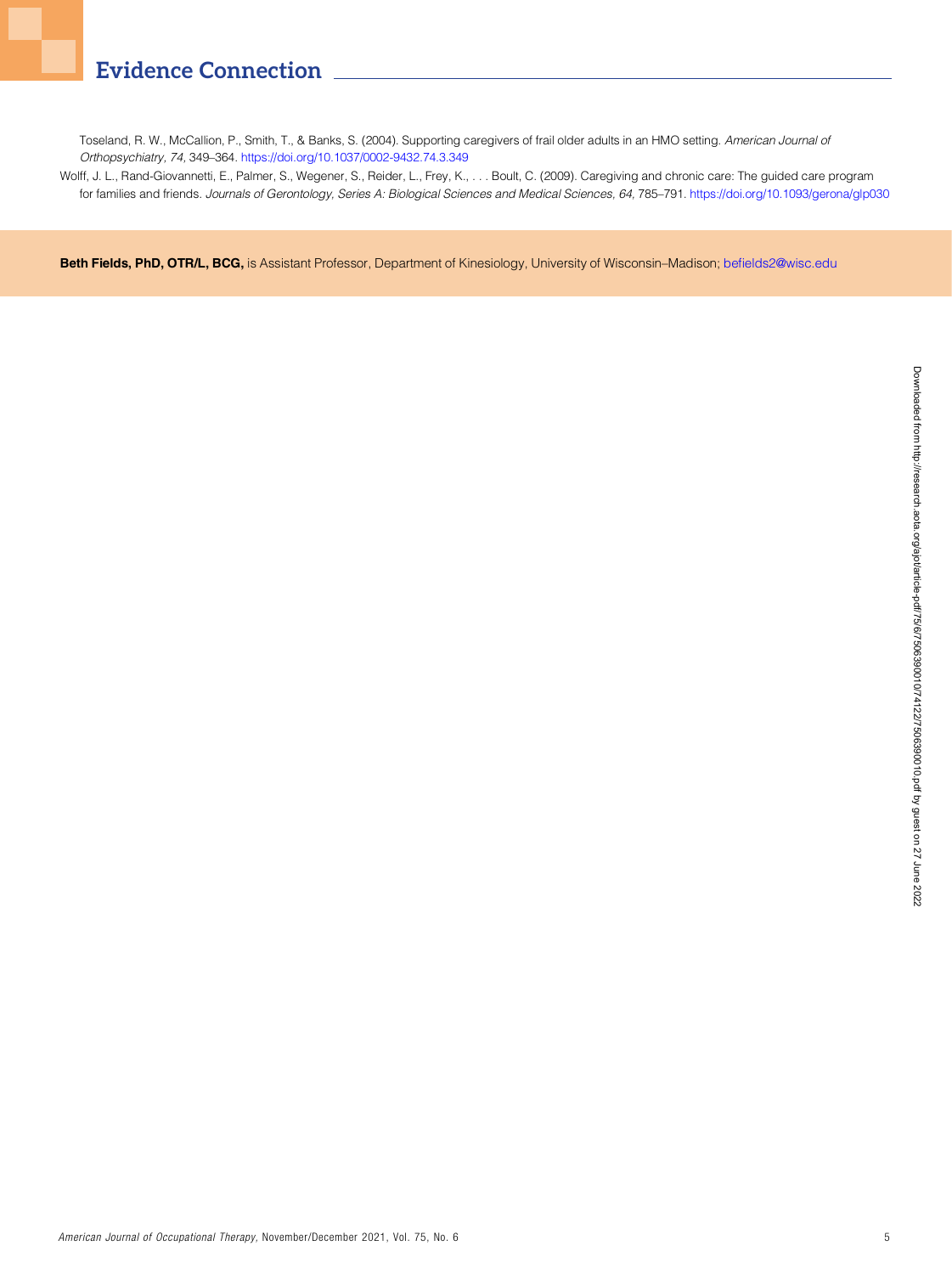Toseland, R. W., McCallion, P., Smith, T., & Banks, S. (2004). Supporting caregivers of frail older adults in an HMO setting. *American Journal of Orthopsychiatry, 74,* 349–364. https://doi.org/10.1037/0002-9432.74.3.349

Wolff, J. L., Rand-Giovannetti, E., Palmer, S., Wegener, S., Reider, L., Frey, K., . . . Boult, C. (2009). Caregiving and chronic care: The guided care program for families and friends. *Journals of Gerontology, Series A: Biological Sciences and Medical Sciences, 64,* 785–791. https://doi.org/10.1093/gerona/glp030

**Beth Fields, PhD, OTR/L, BCG,** is Assistant Professor, Department of Kinesiology, University of Wisconsin–Madison; befields2@wisc.edu